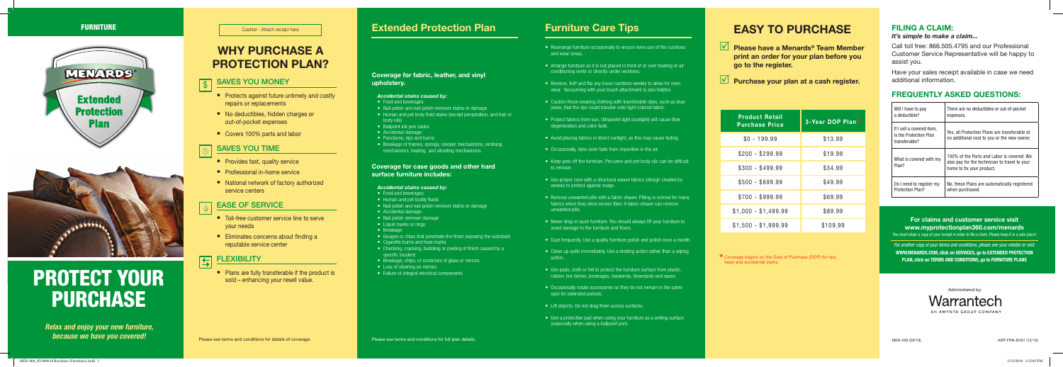FURNITURE

MENARDS®

Extended Protection Plan

# PROTECT YOUR PURCHASE

*Relax and enjoy your new furniture, because we have you covered!*

Cashier - Attach receipt here

## WHY PURCHASE A PROTECTION PLAN?

### SAVES YOU MONEY

- Protects against future untimely and costly repairs or replacements
- No deductibles, hidden charges or out-of-pocket expenses
- Covers 100% parts and labor

### SAVES YOU TIME

- Provides fast, quality service
- Professional in-home service
- National network of factory authorized service centers

### EASE OF SERVICE

- Toll-free customer service line to serve your needs
- Eliminates concerns about finding a reputable service center

### FLEXIBILITY

- Plans are fully transferable if the product is sold – enhancing your resell value.

Please see terms and conditions for details of coverage.

## Extended Protection Plan

### Coverage for fabric, leather, and vinyl upholstery.

*Accidental stains caused by:*

- Food and beverages
- Nail polish and nail polish remover stains or damage
- Human and pet body fluid stains (except perspiration, and hair or body oils)
- Ballpoint ink pen stains
- Accidental damage:
- Punctures, rips and burns
- Breakage of frames, springs, sleeper mechanisms, reclining mechanisms, heating and vibrating mechanisms.

### Coverage for case goods and other hard surface furniture includes:

*Accidental stains caused by:*

- Food and beverages
- Human and pet bodily fluids
- Nail polish and nail polish remover stains or damage
- Accidental damage:
- Nail polish remover damage
- Liquid marks or rings
- Breakage
- Gouges or chips that penetrate the finish exposing the substrate
- Cigarette burns and heat marks
- Checking, cracking, bubbling or peeling of finish caused by a specific incident
- Breakage, chips, or scratches of glass or mirrors
- Loss of silvering on mirrors
- Failure of integral electrical components

Please see terms and conditions for full plan details.

## Furniture Care Tips

- Rearrange furniture occasionally to ensure even use of the cushions and wear areas.
- Arrange furniture so it is not placed in front of or over heating or air conditioning vents or directly under windows.
- Reverse, fluff and flip any loose cushions weekly to allow for even wear. Vacuuming with your brush attachment is also helpful.
- Caution those wearing clothing with transferable dyes, such as blue jeans, that the dye could transfer onto light colored fabric.
- Protect fabrics from sun. Ultraviolet light (sunlight) will cause fiber degeneration and color fade.
- Avoid placing fabrics in direct sunlight, as this may cause fading.
- Occasionally, dyes even fade from impurities in the air.
- Keep pets off the furniture. Pet urine and pet body oils can be difficult to remove.
- Use proper care with a structural weave fabrics (design created by weave) to protect against snags.
- Remove unwanted pills with a fabric shaver. Pilling is normal for many fabrics when they shed excess fiber. A fabric shaver can remove unwanted pills.
- Never drag or push furniture. You should always lift your furniture to avoid damage to the furniture and floors.
- Dust frequently. Use a quality furniture polish and polish once a month.
- Clean up spills immediately. Use a blotting action rather than a wiping action.
- Use pads, cloth or felt to protect the furniture surface from plastic, rubber, hot dishes, beverages, bookends, flowerpots and vases.
- Occasionally rotate accessories so they do not remain in the same spot for extended periods.
- Lift objects. Do not drag them across surfaces.
- Use a protective pad when using your furniture as a writing surface (especially when using a ballpoint pen).

## EASY TO PURCHASE

- ☑ **Please have a Menards® Team Member print an order for your plan before you go to the register.**
- ☑ **Purchase your plan at a cash register.**

| Product Retail Purchase Price | 3-Year DOP Plan* |
|---|---|
| $0 - 199.99 | $13.99 |
| $200 - $299.99 | $19.99 |
| $300 - $499.99 | $34.99 |
| $500 - $699.99 | $49.99 |
| $700 - $999.99 | $69.99 |
| $1,000 - $1,499.99 | $89.99 |
| $1,500 - $1,999.99 | $109.99 |

* Coverage begins on the Date of Purchase (DOP) for rips, tears and accidental stains.

### FILING A CLAIM:

*It's simple to make a claim...*

Call toll free: 866.505.4795 and our Professional Customer Service Representative will be happy to assist you.

Have your sales receipt available in case we need additional information.

### FREQUENTLY ASKED QUESTIONS:

| Will I have to pay a deductible? | There are no deductibles or out-of-pocket expenses. |
|---|---|
| If I sell a covered item, is the Protection Plan transferable? | Yes, all Protection Plans are transferable at no additional cost to you or the new owner. |
| What is covered with my Plan? | 100% of the Parts and Labor is covered. We also pay for the technician to travel to your home to fix your product. |
| Do I need to register my Protection Plan? | No, these Plans are automatically registered when purchased. |

**For claims and customer service visit www.myprotectionplan360.com/menards**

You must retain a copy of your receipt in order to file a claim. Please keep it in a safe place!

*For another copy of your terms and conditions, please see your retailer or visit:*

**WWW.MENARDS.COM, click on SERVICES, go to EXTENDED PROTECTION PLAN, click on TERMS AND CONDITIONS, go to FURNITURE PLANS**

Administered by: Warrantech AN AMYNTA GROUP COMPANY

MEN-006 (09/18) AMT-FRN-EH01 (12/10)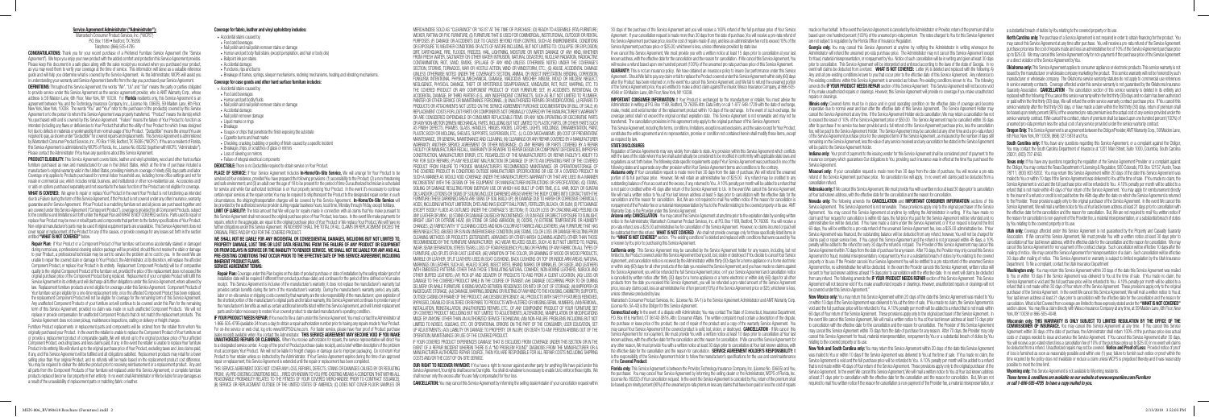**Service Agreement Administrator ("Administrator"):**
Mariner's Consumer Product Services, Inc. ("MCPS")
P.O. Box 1190 • Madison, TX 75056
Telephone: (866) 505-4785

**Coverage for fabric, leather and vinyl upholstery includes:**

- Accidental stains caused by:
  - Food and beverages
  - Nail polish and nail polish remover stains and damage
  - Human and body fluid stains (except perspiration, and hair or body oils)
  - Ballpoint ink pen stains
- Accidental damages
- Punctures, rips and burns
- Breakage of frames, springs, sleeper mechanisms, reclining mechanisms, heating and vibrating mechanisms.

**Coverage for case goods and other hard surface furniture includes:**

- Accidental stains caused by:
  - Food and beverages
  - Human and body fluids
  - Nail polish and nail polish remover stains and damage
- Accidental damage
- Nail polish remover damage
- Liquid marks or rings
- Breakage
- Gouges or chips that penetrate the finish exposing the substrate
- Cigarette burns and heat marks
- Checking, cracking, bubbling or peeling of finish caused by a specific incident
- Breakage, chips, or scratches of glass or mirrors
- Loss of silvering on mirrors
- Failure of mechanical components

**DEDUCTIBLE:** There is no deductible required to obtain service on Your Product.

**PLACE OF SERVICE**

**WE SHALL NOT BE LIABLE FOR ANY INCIDENTAL OR CONSEQUENTIAL DAMAGES, INCLUDING BUT NOT LIMITED TO, PROPERTY DAMAGE, LOST TIME OR LOST DATA RESULTING FROM THE FAILURE OF ANY PRODUCT OR EQUIPMENT OR FROM DELAYS IN SERVICE OR THE INABILITY TO RENDER SERVICE. WE SHALL NOT BE LIABLE FOR ANY AND ALL PRE-EXISTING CONDITIONS THAT OCCUR PRIOR TO THE EFFECTIVE DATE OF THIS SERVICE AGREEMENT, INCLUDING INHERENT PRODUCT FLAWS.**

**SERVICE AGREEMENT TERMS:**

**OUR RIGHT TO RECOVER PAYMENT**

**CANCELLATION**

**IMPORTANT CONSUMER INFORMATION**

**STATE DISCLOSURES**

***These terms & conditions are available on our website at www.merconsumer.com/Furniture or call 1-866-505-4785 to have a copy mailed to you.***